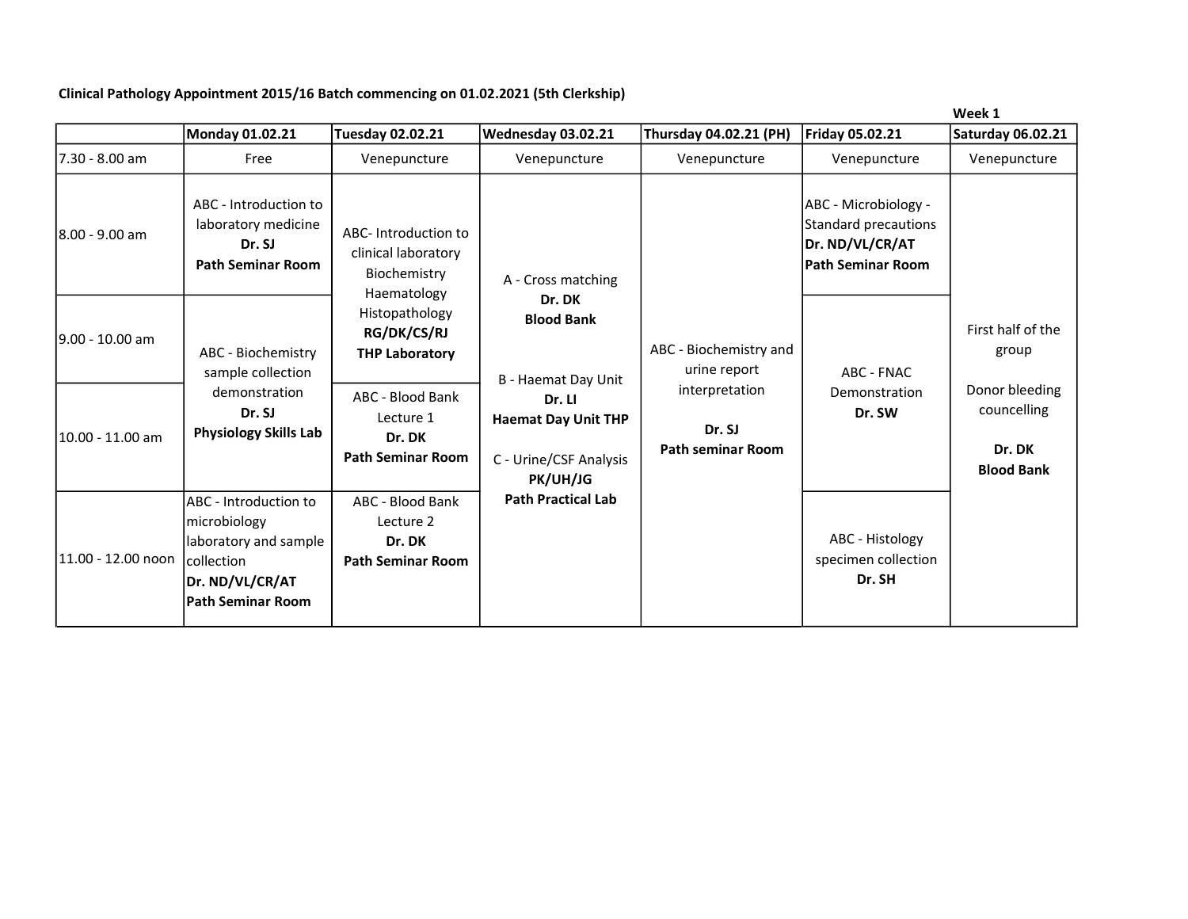**Clinical Pathology Appointment 2015/16 Batch commencing on 01.02.2021 (5th Clerkship)**

**Week 1**

| | Monday 01.02.21 | Tuesday 02.02.21 | Wednesday 03.02.21 | Thursday 04.02.21 (PH) | Friday 05.02.21 | Saturday 06.02.21 |
|---|---|---|---|---|---|---|
| 7.30 - 8.00 am | Free | Venepuncture | Venepuncture | Venepuncture | Venepuncture | Venepuncture |
| 8.00 - 9.00 am | ABC - Introduction to laboratory medicine **Dr. SJ** **Path Seminar Room** | ABC- Introduction to clinical laboratory Biochemistry Haematology Histopathology **RG/DK/CS/RJ** **THP Laboratory** | A - Cross matching **Dr. DK** **Blood Bank** B - Haemat Day Unit **Dr. LI** **Haemat Day Unit THP** C - Urine/CSF Analysis **PK/UH/JG** **Path Practical Lab** | ABC - Biochemistry and urine report interpretation **Dr. SJ** **Path seminar Room** | ABC - Microbiology - Standard precautions **Dr. ND/VL/CR/AT** **Path Seminar Room** | First half of the group Donor bleeding councelling **Dr. DK** **Blood Bank** |
| 9.00 - 10.00 am | ABC - Biochemistry sample collection demonstration **Dr. SJ** **Physiology Skills Lab** | | | | ABC - FNAC Demonstration **Dr. SW** | |
| 10.00 - 11.00 am | | ABC - Blood Bank Lecture 1 **Dr. DK** **Path Seminar Room** | | | | |
| 11.00 - 12.00 noon | ABC - Introduction to microbiology laboratory and sample collection **Dr. ND/VL/CR/AT** **Path Seminar Room** | ABC - Blood Bank Lecture 2 **Dr. DK** **Path Seminar Room** | | | ABC - Histology specimen collection **Dr. SH** | |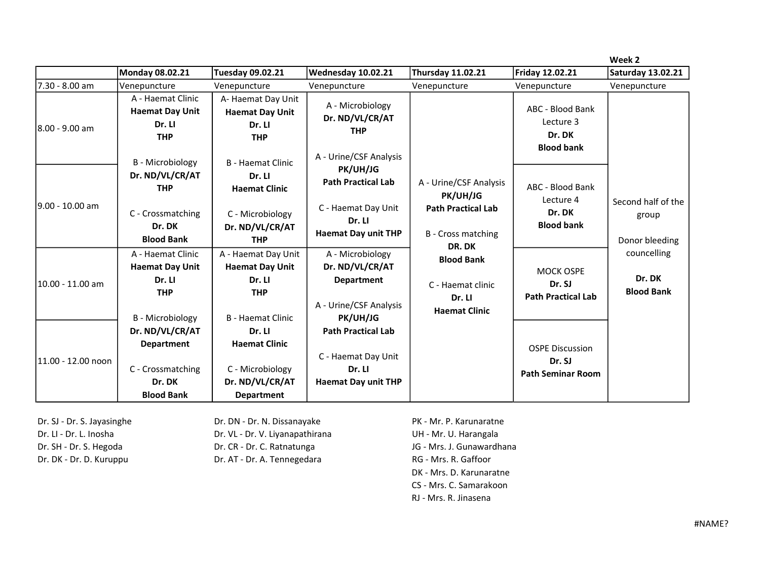Week 2

| | Monday 08.02.21 | Tuesday 09.02.21 | Wednesday 10.02.21 | Thursday 11.02.21 | Friday 12.02.21 | Saturday 13.02.21 |
|---|---|---|---|---|---|---|
| 7.30 - 8.00 am | Venepuncture | Venepuncture | Venepuncture | Venepuncture | Venepuncture | Venepuncture |
| 8.00 - 9.00 am | A - Haemat Clinic **Haemat Day Unit** **Dr. LI** **THP** B - Microbiology **Dr. ND/VL/CR/AT** **THP** C - Crossmatching **Dr. DK** **Blood Bank** | A- Haemat Day Unit **Haemat Day Unit** **Dr. LI** **THP** B - Haemat Clinic **Dr. LI** **Haemat Clinic** C - Microbiology **Dr. ND/VL/CR/AT** **THP** | A - Microbiology **Dr. ND/VL/CR/AT** **THP** A - Urine/CSF Analysis **PK/UH/JG** **Path Practical Lab** C - Haemat Day Unit **Dr. LI** **Haemat Day unit THP** | A - Urine/CSF Analysis **PK/UH/JG** **Path Practical Lab** B - Cross matching **DR. DK** **Blood Bank** C - Haemat clinic **Dr. LI** **Haemat Clinic** | ABC - Blood Bank Lecture 3 **Dr. DK** **Blood bank** | Second half of the group Donor bleeding councelling **Dr. DK** **Blood Bank** |
| 9.00 - 10.00 am | | | | | ABC - Blood Bank Lecture 4 **Dr. DK** **Blood bank** | |
| 10.00 - 11.00 am | A - Haemat Clinic **Haemat Day Unit** **Dr. LI** **THP** B - Microbiology **Dr. ND/VL/CR/AT** **Department** C - Crossmatching **Dr. DK** **Blood Bank** | A - Haemat Day Unit **Haemat Day Unit** **Dr. LI** **THP** B - Haemat Clinic **Dr. LI** **Haemat Clinic** C - Microbiology **Dr. ND/VL/CR/AT** **Department** | A - Microbiology **Dr. ND/VL/CR/AT** **Department** A - Urine/CSF Analysis **PK/UH/JG** **Path Practical Lab** C - Haemat Day Unit **Dr. LI** **Haemat Day unit THP** | | MOCK OSPE **Dr. SJ** **Path Practical Lab** | |
| 11.00 - 12.00 noon | | | | | OSPE Discussion **Dr. SJ** **Path Seminar Room** | |

Dr. SJ - Dr. S. Jayasinghe
Dr. LI - Dr. L. Inosha
Dr. SH - Dr. S. Hegoda
Dr. DK - Dr. D. Kuruppu

Dr. DN - Dr. N. Dissanayake
Dr. VL - Dr. V. Liyanapathirana
Dr. CR - Dr. C. Ratnatunga
Dr. AT - Dr. A. Tennegedara

PK - Mr. P. Karunaratne
UH - Mr. U. Harangala
JG - Mrs. J. Gunawardhana
RG - Mrs. R. Gaffoor
DK - Mrs. D. Karunaratne
CS - Mrs. C. Samarakoon
RJ - Mrs. R. Jinasena

#NAME?